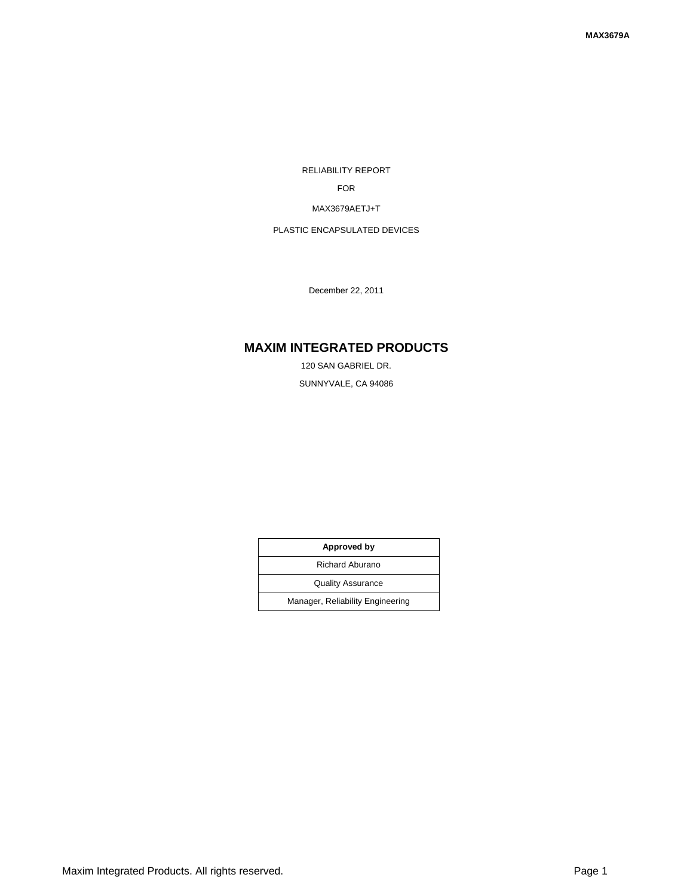RELIABILITY REPORT

FOR

MAX3679AETJ+T

PLASTIC ENCAPSULATED DEVICES

December 22, 2011

# MAXIM INTEGRATED PRODUCTS

120 SAN GABRIEL DR.

SUNNYVALE, CA 94086

| **Approved by** |
| --- |
| Richard Aburano |
| Quality Assurance |
| Manager, Reliability Engineering |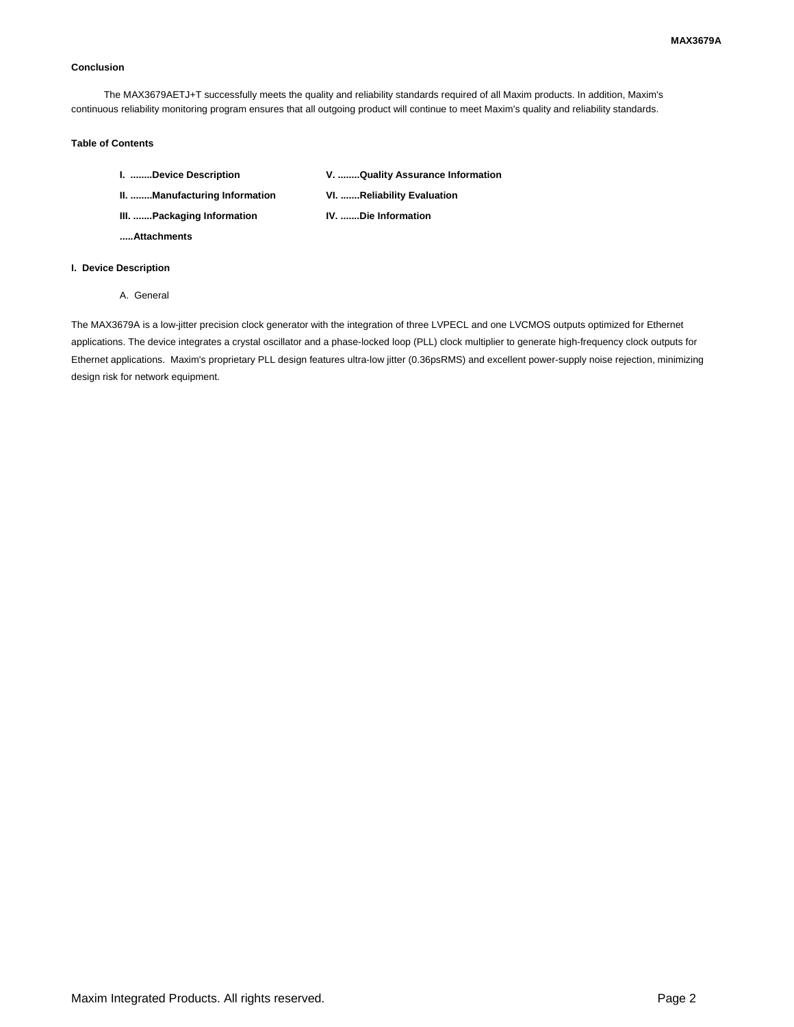## Conclusion

The MAX3679AETJ+T successfully meets the quality and reliability standards required of all Maxim products. In addition, Maxim's continuous reliability monitoring program ensures that all outgoing product will continue to meet Maxim's quality and reliability standards.

## Table of Contents

| | |
|---|---|
| **I. ........Device Description** | **V. ........Quality Assurance Information** |
| **II. ........Manufacturing Information** | **VI. .......Reliability Evaluation** |
| **III. .......Packaging Information** | **IV. .......Die Information** |
| **.....Attachments** | |

## I. Device Description

A. General

The MAX3679A is a low-jitter precision clock generator with the integration of three LVPECL and one LVCMOS outputs optimized for Ethernet applications. The device integrates a crystal oscillator and a phase-locked loop (PLL) clock multiplier to generate high-frequency clock outputs for Ethernet applications. Maxim's proprietary PLL design features ultra-low jitter (0.36psRMS) and excellent power-supply noise rejection, minimizing design risk for network equipment.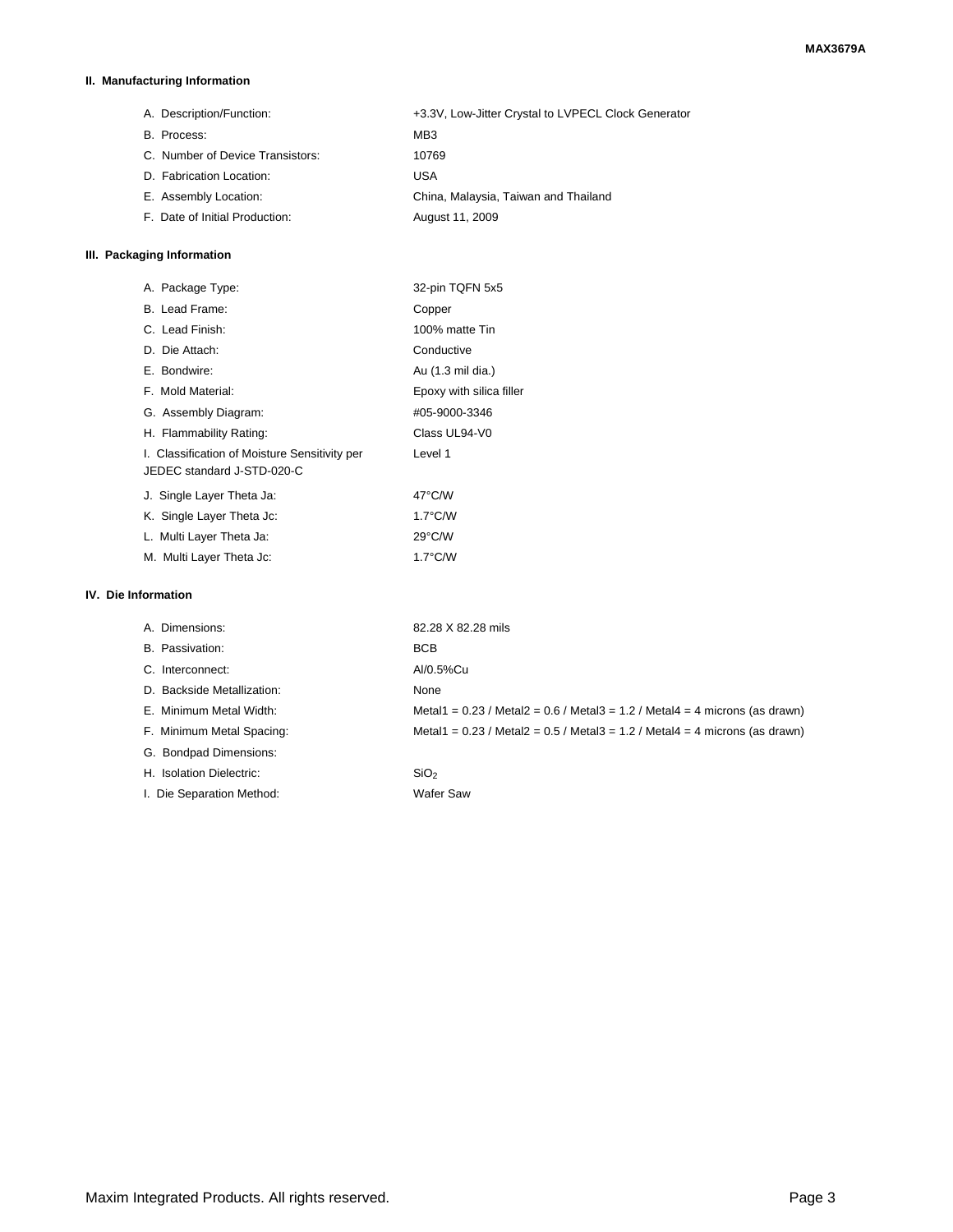## II. Manufacturing Information

| | |
|---|---|
| A. Description/Function: | +3.3V, Low-Jitter Crystal to LVPECL Clock Generator |
| B. Process: | MB3 |
| C. Number of Device Transistors: | 10769 |
| D. Fabrication Location: | USA |
| E. Assembly Location: | China, Malaysia, Taiwan and Thailand |
| F. Date of Initial Production: | August 11, 2009 |

## III. Packaging Information

| | |
|---|---|
| A. Package Type: | 32-pin TQFN 5x5 |
| B. Lead Frame: | Copper |
| C. Lead Finish: | 100% matte Tin |
| D. Die Attach: | Conductive |
| E. Bondwire: | Au (1.3 mil dia.) |
| F. Mold Material: | Epoxy with silica filler |
| G. Assembly Diagram: | #05-9000-3346 |
| H. Flammability Rating: | Class UL94-V0 |
| I. Classification of Moisture Sensitivity per JEDEC standard J-STD-020-C | Level 1 |
| J. Single Layer Theta Ja: | 47°C/W |
| K. Single Layer Theta Jc: | 1.7°C/W |
| L. Multi Layer Theta Ja: | 29°C/W |
| M. Multi Layer Theta Jc: | 1.7°C/W |

## IV. Die Information

| | |
|---|---|
| A. Dimensions: | 82.28 X 82.28 mils |
| B. Passivation: | BCB |
| C. Interconnect: | Al/0.5%Cu |
| D. Backside Metallization: | None |
| E. Minimum Metal Width: | Metal1 = 0.23 / Metal2 = 0.6 / Metal3 = 1.2 / Metal4 = 4 microns (as drawn) |
| F. Minimum Metal Spacing: | Metal1 = 0.23 / Metal2 = 0.5 / Metal3 = 1.2 / Metal4 = 4 microns (as drawn) |
| G. Bondpad Dimensions: | |
| H. Isolation Dielectric: | $SiO_2$ |
| I. Die Separation Method: | Wafer Saw |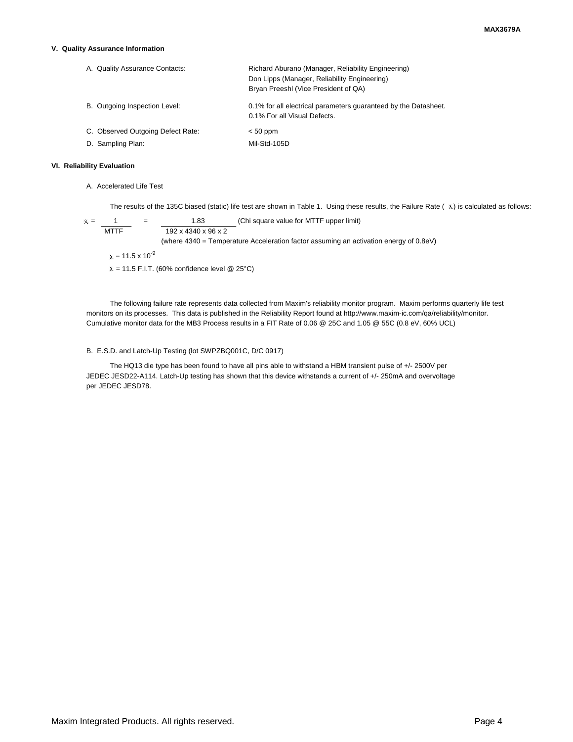## V. Quality Assurance Information

| | |
|---|---|
| A. Quality Assurance Contacts: | Richard Aburano (Manager, Reliability Engineering)<br>Don Lipps (Manager, Reliability Engineering)<br>Bryan Preeshl (Vice President of QA) |
| B. Outgoing Inspection Level: | 0.1% for all electrical parameters guaranteed by the Datasheet.<br>0.1% For all Visual Defects. |
| C. Observed Outgoing Defect Rate: | < 50 ppm |
| D. Sampling Plan: | Mil-Std-105D |

## VI. Reliability Evaluation

A. Accelerated Life Test

The results of the 135C biased (static) life test are shown in Table 1. Using these results, the Failure Rate ( $\lambda$) is calculated as follows:

$$\lambda = \frac{1}{MTTF} = \frac{1.83}{192 \times 4340 \times 96 \times 2}$$ (Chi square value for MTTF upper limit)

(where 4340 = Temperature Acceleration factor assuming an activation energy of 0.8eV)

$\lambda = 11.5 \times 10^{-9}$

$\lambda$ = 11.5 F.I.T. (60% confidence level @ 25°C)

The following failure rate represents data collected from Maxim's reliability monitor program. Maxim performs quarterly life test monitors on its processes. This data is published in the Reliability Report found at http://www.maxim-ic.com/qa/reliability/monitor. Cumulative monitor data for the MB3 Process results in a FIT Rate of 0.06 @ 25C and 1.05 @ 55C (0.8 eV, 60% UCL)

B. E.S.D. and Latch-Up Testing (lot SWPZBQ001C, D/C 0917)

The HQ13 die type has been found to have all pins able to withstand a HBM transient pulse of +/- 2500V per JEDEC JESD22-A114. Latch-Up testing has shown that this device withstands a current of +/- 250mA and overvoltage per JEDEC JESD78.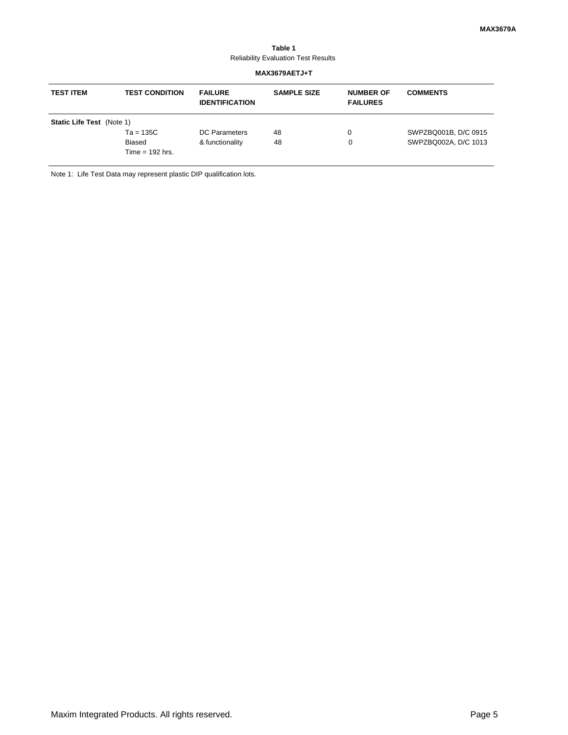**Table 1**

Reliability Evaluation Test Results

**MAX3679AETJ+T**

| TEST ITEM | TEST CONDITION | FAILURE IDENTIFICATION | SAMPLE SIZE | NUMBER OF FAILURES | COMMENTS |
|---|---|---|---|---|---|
| **Static Life Test** (Note 1) | | | | | |
| | Ta = 135C | DC Parameters | 48 | 0 | SWPZBQ001B, D/C 0915 |
| | Biased | & functionality | 48 | 0 | SWPZBQ002A, D/C 1013 |
| | Time = 192 hrs. | | | | |

Note 1: Life Test Data may represent plastic DIP qualification lots.

Maxim Integrated Products. All rights reserved.